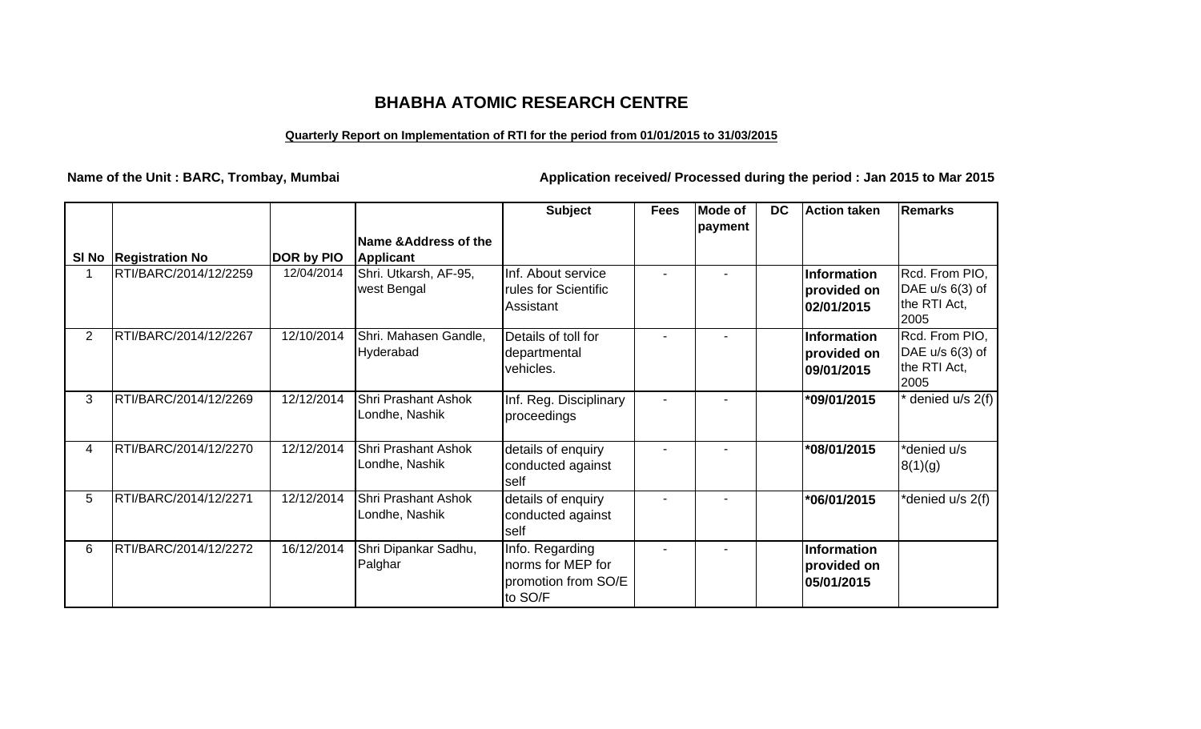# BHABHA ATOMIC RESEARCH CENTRE

**Quarterly Report on Implementation of RTI for the period from 01/01/2015 to 31/03/2015**

**Name of the Unit : BARC, Trombay, Mumbai**

**Application received/ Processed during the period : Jan 2015 to Mar 2015**

| Sl No | Registration No | DOR by PIO | Name &Address of the Applicant | Subject | Fees | Mode of payment | DC | Action taken | Remarks |
|---|---|---|---|---|---|---|---|---|---|
| 1 | RTI/BARC/2014/12/2259 | 12/04/2014 | Shri. Utkarsh, AF-95, west Bengal | Inf. About service rules for Scientific Assistant | - | - | | **Information provided on 02/01/2015** | Rcd. From PIO, DAE u/s 6(3) of the RTI Act, 2005 |
| 2 | RTI/BARC/2014/12/2267 | 12/10/2014 | Shri. Mahasen Gandle, Hyderabad | Details of toll for departmental vehicles. | - | - | | **Information provided on 09/01/2015** | Rcd. From PIO, DAE u/s 6(3) of the RTI Act, 2005 |
| 3 | RTI/BARC/2014/12/2269 | 12/12/2014 | Shri Prashant Ashok Londhe, Nashik | Inf. Reg. Disciplinary proceedings | - | - | | **\*09/01/2015** | * denied u/s 2(f) |
| 4 | RTI/BARC/2014/12/2270 | 12/12/2014 | Shri Prashant Ashok Londhe, Nashik | details of enquiry conducted against self | - | - | | **\*08/01/2015** | *denied u/s 8(1)(g) |
| 5 | RTI/BARC/2014/12/2271 | 12/12/2014 | Shri Prashant Ashok Londhe, Nashik | details of enquiry conducted against self | - | - | | **\*06/01/2015** | *denied u/s 2(f) |
| 6 | RTI/BARC/2014/12/2272 | 16/12/2014 | Shri Dipankar Sadhu, Palghar | Info. Regarding norms for MEP for promotion from SO/E to SO/F | - | - | | **Information provided on 05/01/2015** | |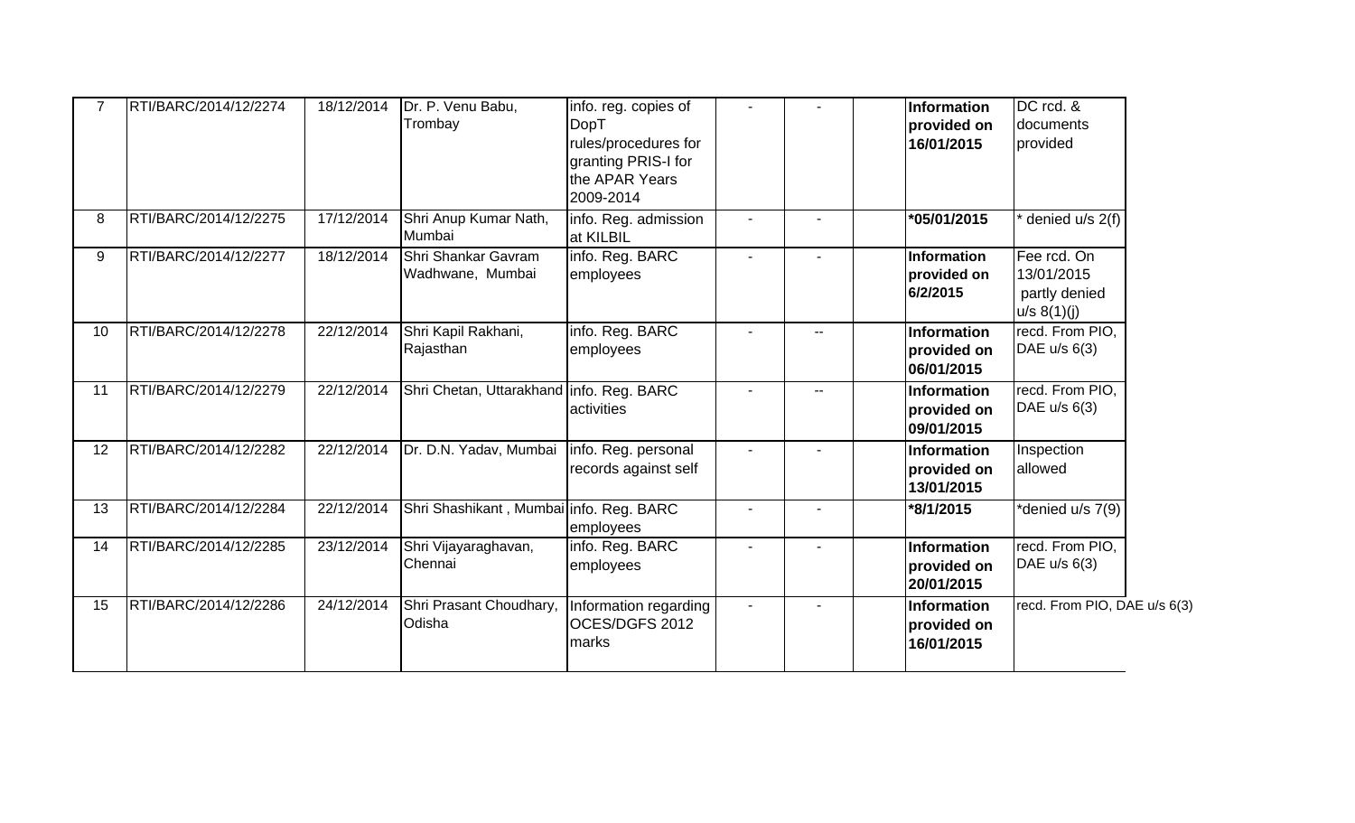| | | | | | | | | | |
|---|---|---|---|---|---|---|---|---|---|
| 7 | RTI/BARC/2014/12/2274 | 18/12/2014 | Dr. P. Venu Babu, Trombay | info. reg. copies of DopT rules/procedures for granting PRIS-I for the APAR Years 2009-2014 | - | - | | **Information provided on 16/01/2015** | DC rcd. & documents provided |
| 8 | RTI/BARC/2014/12/2275 | 17/12/2014 | Shri Anup Kumar Nath, Mumbai | info. Reg. admission at KILBIL | - | - | | ***05/01/2015** | * denied u/s 2(f) |
| 9 | RTI/BARC/2014/12/2277 | 18/12/2014 | Shri Shankar Gavram Wadhwane, Mumbai | info. Reg. BARC employees | - | - | | **Information provided on 6/2/2015** | Fee rcd. On 13/01/2015 partly denied u/s 8(1)(j) |
| 10 | RTI/BARC/2014/12/2278 | 22/12/2014 | Shri Kapil Rakhani, Rajasthan | info. Reg. BARC employees | - | -- | | **Information provided on 06/01/2015** | recd. From PIO, DAE u/s 6(3) |
| 11 | RTI/BARC/2014/12/2279 | 22/12/2014 | Shri Chetan, Uttarakhand | info. Reg. BARC activities | - | -- | | **Information provided on 09/01/2015** | recd. From PIO, DAE u/s 6(3) |
| 12 | RTI/BARC/2014/12/2282 | 22/12/2014 | Dr. D.N. Yadav, Mumbai | info. Reg. personal records against self | - | - | | **Information provided on 13/01/2015** | Inspection allowed |
| 13 | RTI/BARC/2014/12/2284 | 22/12/2014 | Shri Shashikant , Mumbai | info. Reg. BARC employees | - | - | | ***8/1/2015** | *denied u/s 7(9) |
| 14 | RTI/BARC/2014/12/2285 | 23/12/2014 | Shri Vijayaraghavan, Chennai | info. Reg. BARC employees | - | - | | **Information provided on 20/01/2015** | recd. From PIO, DAE u/s 6(3) |
| 15 | RTI/BARC/2014/12/2286 | 24/12/2014 | Shri Prasant Choudhary, Odisha | Information regarding OCES/DGFS 2012 marks | - | - | | **Information provided on 16/01/2015** | recd. From PIO, DAE u/s 6(3) |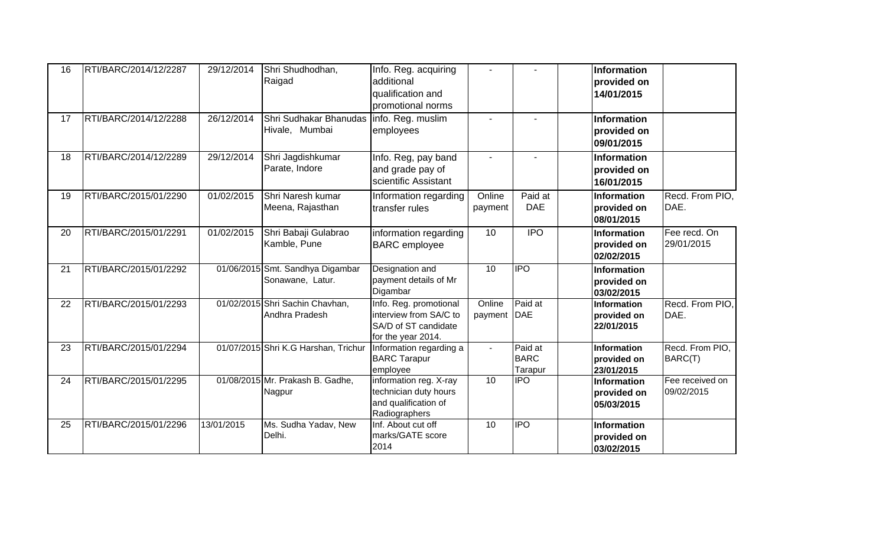| | | | | | | | | | |
|---|---|---|---|---|---|---|---|---|---|
| 16 | RTI/BARC/2014/12/2287 | 29/12/2014 | Shri Shudhodhan, Raigad | Info. Reg. acquiring additional qualification and promotional norms | - | - | | **Information provided on 14/01/2015** | |
| 17 | RTI/BARC/2014/12/2288 | 26/12/2014 | Shri Sudhakar Bhanudas Hivale, Mumbai | info. Reg. muslim employees | - | - | | **Information provided on 09/01/2015** | |
| 18 | RTI/BARC/2014/12/2289 | 29/12/2014 | Shri Jagdishkumar Parate, Indore | Info. Reg, pay band and grade pay of scientific Assistant | - | - | | **Information provided on 16/01/2015** | |
| 19 | RTI/BARC/2015/01/2290 | 01/02/2015 | Shri Naresh kumar Meena, Rajasthan | Information regarding transfer rules | Online payment | Paid at DAE | | **Information provided on 08/01/2015** | Recd. From PIO, DAE. |
| 20 | RTI/BARC/2015/01/2291 | 01/02/2015 | Shri Babaji Gulabrao Kamble, Pune | information regarding BARC employee | 10 | IPO | | **Information provided on 02/02/2015** | Fee recd. On 29/01/2015 |
| 21 | RTI/BARC/2015/01/2292 | 01/06/2015 | Smt. Sandhya Digambar Sonawane, Latur. | Designation and payment details of Mr Digambar | 10 | IPO | | **Information provided on 03/02/2015** | |
| 22 | RTI/BARC/2015/01/2293 | 01/02/2015 | Shri Sachin Chavhan, Andhra Pradesh | Info. Reg. promotional interview from SA/C to SA/D of ST candidate for the year 2014. | Online payment | Paid at DAE | | **Information provided on 22/01/2015** | Recd. From PIO, DAE. |
| 23 | RTI/BARC/2015/01/2294 | 01/07/2015 | Shri K.G Harshan, Trichur | Information regarding a BARC Tarapur employee | - | Paid at BARC Tarapur | | **Information provided on 23/01/2015** | Recd. From PIO, BARC(T) |
| 24 | RTI/BARC/2015/01/2295 | 01/08/2015 | Mr. Prakash B. Gadhe, Nagpur | information reg. X-ray technician duty hours and qualification of Radiographers | 10 | IPO | | **Information provided on 05/03/2015** | Fee received on 09/02/2015 |
| 25 | RTI/BARC/2015/01/2296 | 13/01/2015 | Ms. Sudha Yadav, New Delhi. | Inf. About cut off marks/GATE score 2014 | 10 | IPO | | **Information provided on 03/02/2015** | |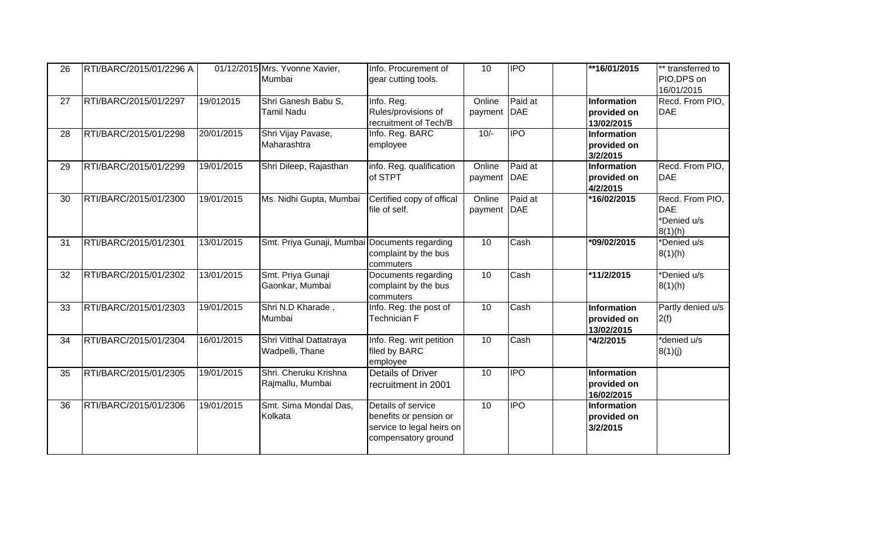| 26 | RTI/BARC/2015/01/2296 A | 01/12/2015 | Mrs. Yvonne Xavier, Mumbai | Info. Procurement of gear cutting tools. | 10 | IPO | | **\*\*16/01/2015** | \*\* transferred to PIO,DPS on 16/01/2015 |
|---|---|---|---|---|---|---|---|---|---|
| 27 | RTI/BARC/2015/01/2297 | 19/012015 | Shri Ganesh Babu S, Tamil Nadu | Info. Reg. Rules/provisions of recruitment of Tech/B | Online payment | Paid at DAE | | **Information provided on 13/02/2015** | Recd. From PIO, DAE |
| 28 | RTI/BARC/2015/01/2298 | 20/01/2015 | Shri Vijay Pavase, Maharashtra | Info. Reg. BARC employee | 10/- | IPO | | **Information provided on 3/2/2015** | |
| 29 | RTI/BARC/2015/01/2299 | 19/01/2015 | Shri Dileep, Rajasthan | info. Reg. qualification of STPT | Online payment | Paid at DAE | | **Information provided on 4/2/2015** | Recd. From PIO, DAE |
| 30 | RTI/BARC/2015/01/2300 | 19/01/2015 | Ms. Nidhi Gupta, Mumbai | Certified copy of offical file of self. | Online payment | Paid at DAE | | **\*16/02/2015** | Recd. From PIO, DAE \*Denied u/s 8(1)(h) |
| 31 | RTI/BARC/2015/01/2301 | 13/01/2015 | Smt. Priya Gunaji, Mumbai | Documents regarding complaint by the bus commuters | 10 | Cash | | **\*09/02/2015** | \*Denied u/s 8(1)(h) |
| 32 | RTI/BARC/2015/01/2302 | 13/01/2015 | Smt. Priya Gunaji Gaonkar, Mumbai | Documents regarding complaint by the bus commuters | 10 | Cash | | **\*11/2/2015** | \*Denied u/s 8(1)(h) |
| 33 | RTI/BARC/2015/01/2303 | 19/01/2015 | Shri N.D Kharade , Mumbai | Info. Reg. the post of Technician F | 10 | Cash | | **Information provided on 13/02/2015** | Partly denied u/s 2(f) |
| 34 | RTI/BARC/2015/01/2304 | 16/01/2015 | Shri Vitthal Dattatraya Wadpelli, Thane | Info. Reg. writ petition filed by BARC employee | 10 | Cash | | **\*4/2/2015** | \*denied u/s 8(1)(j) |
| 35 | RTI/BARC/2015/01/2305 | 19/01/2015 | Shri. Cheruku Krishna Rajmallu, Mumbai | Details of Driver recruitment in 2001 | 10 | IPO | | **Information provided on 16/02/2015** | |
| 36 | RTI/BARC/2015/01/2306 | 19/01/2015 | Smt. Sima Mondal Das, Kolkata | Details of service benefits or pension or service to legal heirs on compensatory ground | 10 | IPO | | **Information provided on 3/2/2015** | |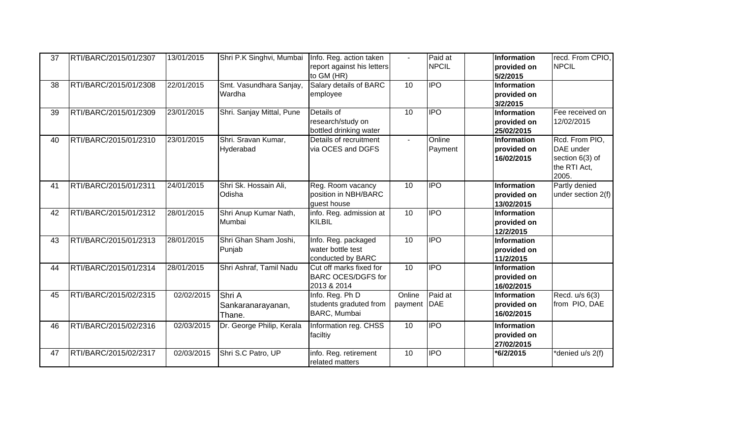| 37 | RTI/BARC/2015/01/2307 | 13/01/2015 | Shri P.K Singhvi, Mumbai | Info. Reg. action taken report against his letters to GM (HR) | - | Paid at NPCIL | | **Information provided on 5/2/2015** | recd. From CPIO, NPCIL |
|---|---|---|---|---|---|---|---|---|---|
| 38 | RTI/BARC/2015/01/2308 | 22/01/2015 | Smt. Vasundhara Sanjay, Wardha | Salary details of BARC employee | 10 | IPO | | **Information provided on 3/2/2015** | |
| 39 | RTI/BARC/2015/01/2309 | 23/01/2015 | Shri. Sanjay Mittal, Pune | Details of research/study on bottled drinking water | 10 | IPO | | **Information provided on 25/02/2015** | Fee received on 12/02/2015 |
| 40 | RTI/BARC/2015/01/2310 | 23/01/2015 | Shri. Sravan Kumar, Hyderabad | Details of recruitment via OCES and DGFS | - | Online Payment | | **Information provided on 16/02/2015** | Rcd. From PIO, DAE under section 6(3) of the RTI Act, 2005. |
| 41 | RTI/BARC/2015/01/2311 | 24/01/2015 | Shri Sk. Hossain Ali, Odisha | Reg. Room vacancy position in NBH/BARC guest house | 10 | IPO | | **Information provided on 13/02/2015** | Partly denied under section 2(f) |
| 42 | RTI/BARC/2015/01/2312 | 28/01/2015 | Shri Anup Kumar Nath, Mumbai | info. Reg. admission at KILBIL | 10 | IPO | | **Information provided on 12/2/2015** | |
| 43 | RTI/BARC/2015/01/2313 | 28/01/2015 | Shri Ghan Sham Joshi, Punjab | Info. Reg. packaged water bottle test conducted by BARC | 10 | IPO | | **Information provided on 11/2/2015** | |
| 44 | RTI/BARC/2015/01/2314 | 28/01/2015 | Shri Ashraf, Tamil Nadu | Cut off marks fixed for BARC OCES/DGFS for 2013 & 2014 | 10 | IPO | | **Information provided on 16/02/2015** | |
| 45 | RTI/BARC/2015/02/2315 | 02/02/2015 | Shri A Sankaranarayanan, Thane. | Info. Reg. Ph D students graduted from BARC, Mumbai | Online payment | Paid at DAE | | **Information provided on 16/02/2015** | Recd. u/s 6(3) from PIO, DAE |
| 46 | RTI/BARC/2015/02/2316 | 02/03/2015 | Dr. George Philip, Kerala | Information reg. CHSS faciltiy | 10 | IPO | | **Information provided on 27/02/2015** | |
| 47 | RTI/BARC/2015/02/2317 | 02/03/2015 | Shri S.C Patro, UP | info. Reg. retirement related matters | 10 | IPO | | ***6/2/2015** | *denied u/s 2(f) |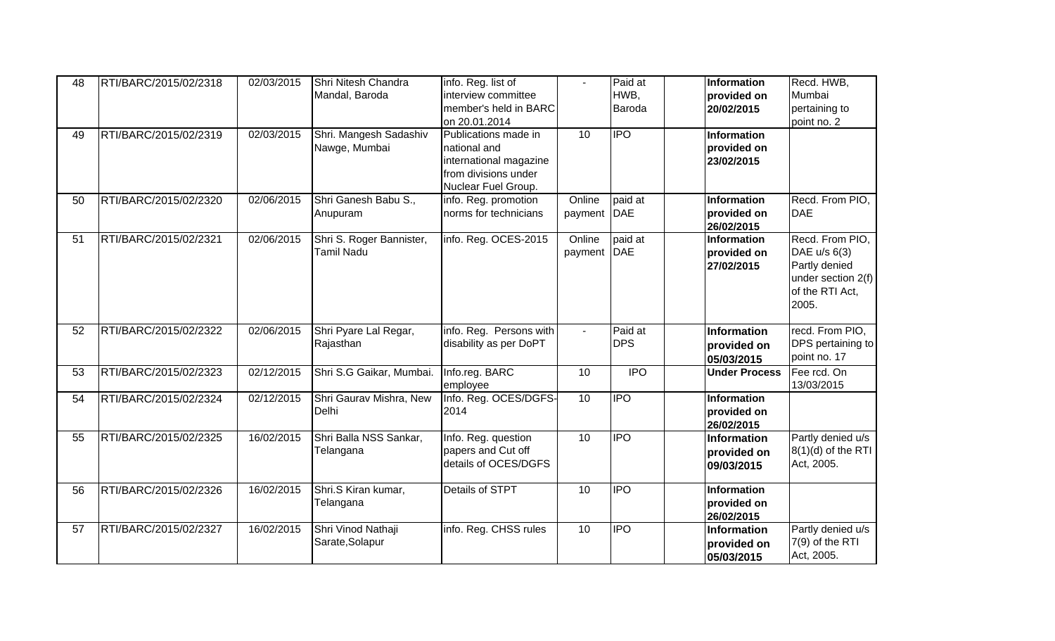| 48 | RTI/BARC/2015/02/2318 | 02/03/2015 | Shri Nitesh Chandra Mandal, Baroda | info. Reg. list of interview committee member's held in BARC on 20.01.2014 | - | Paid at HWB, Baroda | | **Information provided on 20/02/2015** | Recd. HWB, Mumbai pertaining to point no. 2 |
|---|---|---|---|---|---|---|---|---|---|
| 49 | RTI/BARC/2015/02/2319 | 02/03/2015 | Shri. Mangesh Sadashiv Nawge, Mumbai | Publications made in national and international magazine from divisions under Nuclear Fuel Group. | 10 | IPO | | **Information provided on 23/02/2015** | |
| 50 | RTI/BARC/2015/02/2320 | 02/06/2015 | Shri Ganesh Babu S., Anupuram | info. Reg. promotion norms for technicians | Online payment | paid at DAE | | **Information provided on 26/02/2015** | Recd. From PIO, DAE |
| 51 | RTI/BARC/2015/02/2321 | 02/06/2015 | Shri S. Roger Bannister, Tamil Nadu | info. Reg. OCES-2015 | Online payment | paid at DAE | | **Information provided on 27/02/2015** | Recd. From PIO, DAE u/s 6(3) Partly denied under section 2(f) of the RTI Act, 2005. |
| 52 | RTI/BARC/2015/02/2322 | 02/06/2015 | Shri Pyare Lal Regar, Rajasthan | info. Reg. Persons with disability as per DoPT | - | Paid at DPS | | **Information provided on 05/03/2015** | recd. From PIO, DPS pertaining to point no. 17 |
| 53 | RTI/BARC/2015/02/2323 | 02/12/2015 | Shri S.G Gaikar, Mumbai. | Info.reg. BARC employee | 10 | IPO | | **Under Process** | Fee rcd. On 13/03/2015 |
| 54 | RTI/BARC/2015/02/2324 | 02/12/2015 | Shri Gaurav Mishra, New Delhi | Info. Reg. OCES/DGFS-2014 | 10 | IPO | | **Information provided on 26/02/2015** | |
| 55 | RTI/BARC/2015/02/2325 | 16/02/2015 | Shri Balla NSS Sankar, Telangana | Info. Reg. question papers and Cut off details of OCES/DGFS | 10 | IPO | | **Information provided on 09/03/2015** | Partly denied u/s 8(1)(d) of the RTI Act, 2005. |
| 56 | RTI/BARC/2015/02/2326 | 16/02/2015 | Shri.S Kiran kumar, Telangana | Details of STPT | 10 | IPO | | **Information provided on 26/02/2015** | |
| 57 | RTI/BARC/2015/02/2327 | 16/02/2015 | Shri Vinod Nathaji Sarate,Solapur | info. Reg. CHSS rules | 10 | IPO | | **Information provided on 05/03/2015** | Partly denied u/s 7(9) of the RTI Act, 2005. |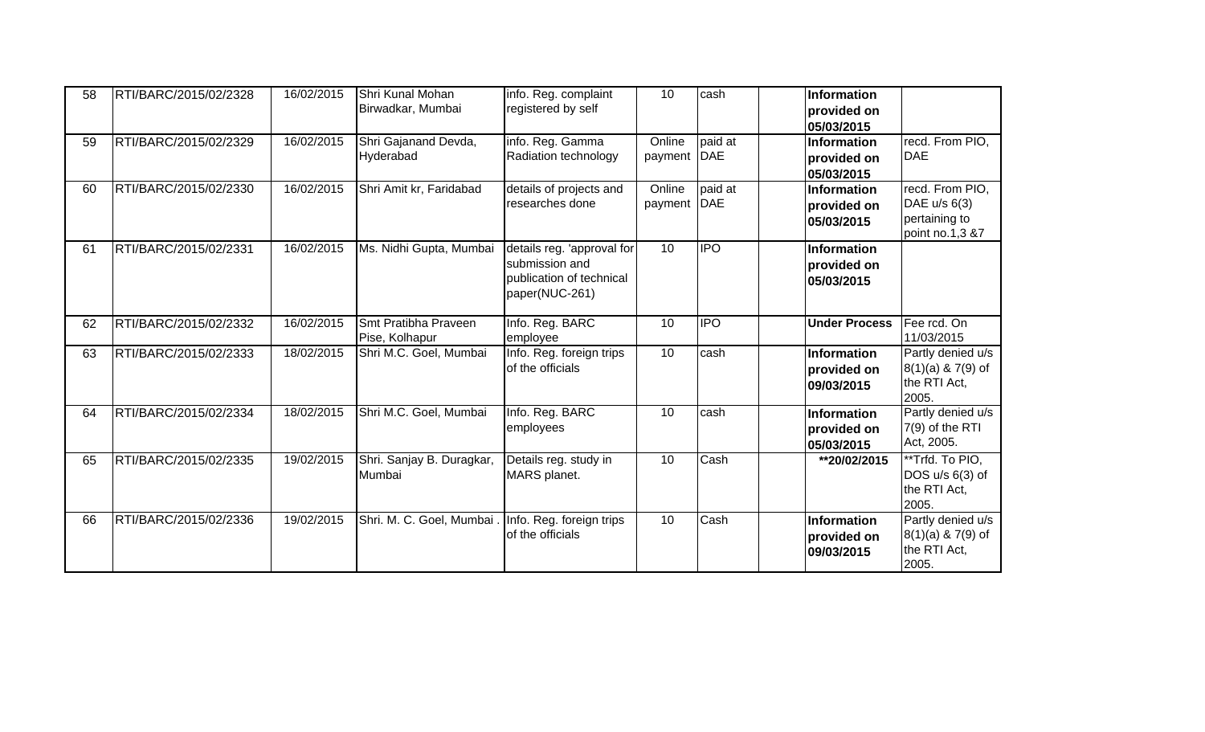| | | | | | | | | | |
|---|---|---|---|---|---|---|---|---|---|
| 58 | RTI/BARC/2015/02/2328 | 16/02/2015 | Shri Kunal Mohan Birwadkar, Mumbai | info. Reg. complaint registered by self | 10 | cash | | **Information provided on 05/03/2015** | |
| 59 | RTI/BARC/2015/02/2329 | 16/02/2015 | Shri Gajanand Devda, Hyderabad | info. Reg. Gamma Radiation technology | Online payment | paid at DAE | | **Information provided on 05/03/2015** | recd. From PIO, DAE |
| 60 | RTI/BARC/2015/02/2330 | 16/02/2015 | Shri Amit kr, Faridabad | details of projects and researches done | Online payment | paid at DAE | | **Information provided on 05/03/2015** | recd. From PIO, DAE u/s 6(3) pertaining to point no.1,3 &7 |
| 61 | RTI/BARC/2015/02/2331 | 16/02/2015 | Ms. Nidhi Gupta, Mumbai | details reg. 'approval for submission and publication of technical paper(NUC-261) | 10 | IPO | | **Information provided on 05/03/2015** | |
| 62 | RTI/BARC/2015/02/2332 | 16/02/2015 | Smt Pratibha Praveen Pise, Kolhapur | Info. Reg. BARC employee | 10 | IPO | | **Under Process** | Fee rcd. On 11/03/2015 |
| 63 | RTI/BARC/2015/02/2333 | 18/02/2015 | Shri M.C. Goel, Mumbai | Info. Reg. foreign trips of the officials | 10 | cash | | **Information provided on 09/03/2015** | Partly denied u/s 8(1)(a) & 7(9) of the RTI Act, 2005. |
| 64 | RTI/BARC/2015/02/2334 | 18/02/2015 | Shri M.C. Goel, Mumbai | Info. Reg. BARC employees | 10 | cash | | **Information provided on 05/03/2015** | Partly denied u/s 7(9) of the RTI Act, 2005. |
| 65 | RTI/BARC/2015/02/2335 | 19/02/2015 | Shri. Sanjay B. Duragkar, Mumbai | Details reg. study in MARS planet. | 10 | Cash | | **\*\*20/02/2015** | \*\*Trfd. To PIO, DOS u/s 6(3) of the RTI Act, 2005. |
| 66 | RTI/BARC/2015/02/2336 | 19/02/2015 | Shri. M. C. Goel, Mumbai . | Info. Reg. foreign trips of the officials | 10 | Cash | | **Information provided on 09/03/2015** | Partly denied u/s 8(1)(a) & 7(9) of the RTI Act, 2005. |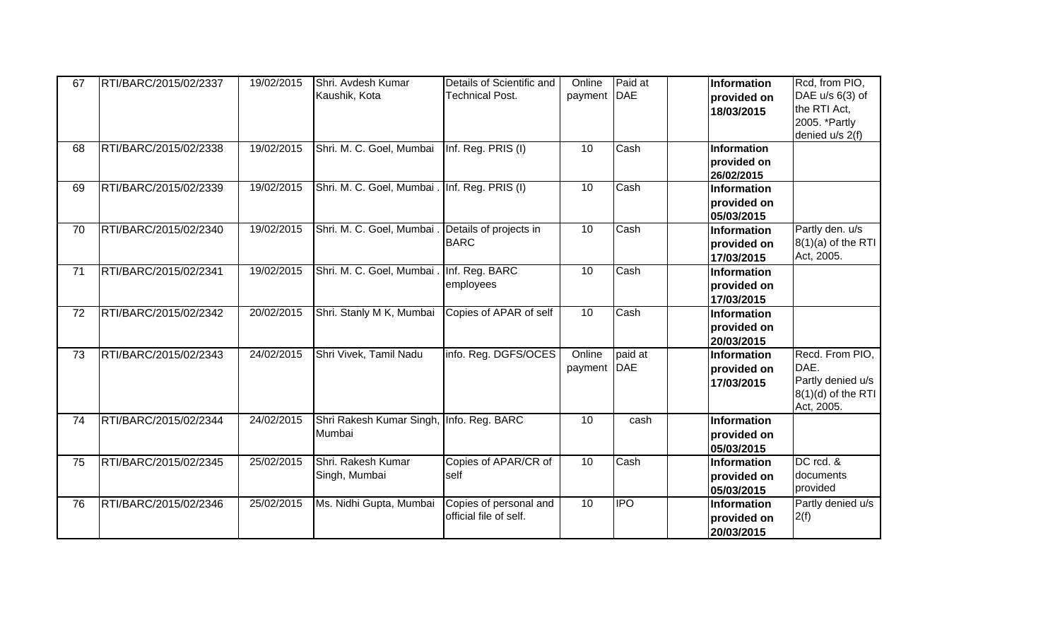| 67 | RTI/BARC/2015/02/2337 | 19/02/2015 | Shri. Avdesh Kumar Kaushik, Kota | Details of Scientific and Technical Post. | Online payment | Paid at DAE | | **Information provided on 18/03/2015** | Rcd, from PIO, DAE u/s 6(3) of the RTI Act, 2005. *Partly denied u/s 2(f) |
|---|---|---|---|---|---|---|---|---|---|
| 68 | RTI/BARC/2015/02/2338 | 19/02/2015 | Shri. M. C. Goel, Mumbai | Inf. Reg. PRIS (I) | 10 | Cash | | **Information provided on 26/02/2015** | |
| 69 | RTI/BARC/2015/02/2339 | 19/02/2015 | Shri. M. C. Goel, Mumbai . | Inf. Reg. PRIS (I) | 10 | Cash | | **Information provided on 05/03/2015** | |
| 70 | RTI/BARC/2015/02/2340 | 19/02/2015 | Shri. M. C. Goel, Mumbai . | Details of projects in BARC | 10 | Cash | | **Information provided on 17/03/2015** | Partly den. u/s 8(1)(a) of the RTI Act, 2005. |
| 71 | RTI/BARC/2015/02/2341 | 19/02/2015 | Shri. M. C. Goel, Mumbai . | Inf. Reg. BARC employees | 10 | Cash | | **Information provided on 17/03/2015** | |
| 72 | RTI/BARC/2015/02/2342 | 20/02/2015 | Shri. Stanly M K, Mumbai | Copies of APAR of self | 10 | Cash | | **Information provided on 20/03/2015** | |
| 73 | RTI/BARC/2015/02/2343 | 24/02/2015 | Shri Vivek, Tamil Nadu | info. Reg. DGFS/OCES | Online payment | paid at DAE | | **Information provided on 17/03/2015** | Recd. From PIO, DAE. Partly denied u/s 8(1)(d) of the RTI Act, 2005. |
| 74 | RTI/BARC/2015/02/2344 | 24/02/2015 | Shri Rakesh Kumar Singh, Mumbai | Info. Reg. BARC | 10 | cash | | **Information provided on 05/03/2015** | |
| 75 | RTI/BARC/2015/02/2345 | 25/02/2015 | Shri. Rakesh Kumar Singh, Mumbai | Copies of APAR/CR of self | 10 | Cash | | **Information provided on 05/03/2015** | DC rcd. & documents provided |
| 76 | RTI/BARC/2015/02/2346 | 25/02/2015 | Ms. Nidhi Gupta, Mumbai | Copies of personal and official file of self. | 10 | IPO | | **Information provided on 20/03/2015** | Partly denied u/s 2(f) |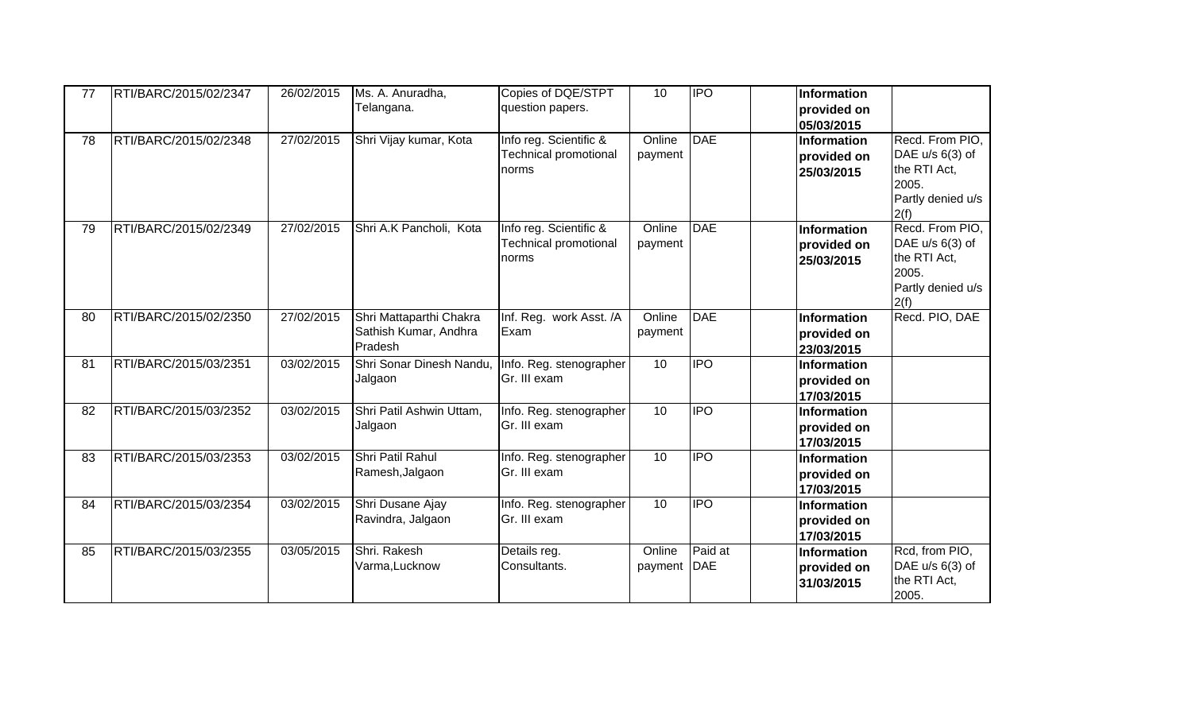| 77 | RTI/BARC/2015/02/2347 | 26/02/2015 | Ms. A. Anuradha, Telangana. | Copies of DQE/STPT question papers. | 10 | IPO | | **Information provided on 05/03/2015** | |
|---|---|---|---|---|---|---|---|---|---|
| 78 | RTI/BARC/2015/02/2348 | 27/02/2015 | Shri Vijay kumar, Kota | Info reg. Scientific & Technical promotional norms | Online payment | DAE | | **Information provided on 25/03/2015** | Recd. From PIO, DAE u/s 6(3) of the RTI Act, 2005. Partly denied u/s 2(f) |
| 79 | RTI/BARC/2015/02/2349 | 27/02/2015 | Shri A.K Pancholi, Kota | Info reg. Scientific & Technical promotional norms | Online payment | DAE | | **Information provided on 25/03/2015** | Recd. From PIO, DAE u/s 6(3) of the RTI Act, 2005. Partly denied u/s 2(f) |
| 80 | RTI/BARC/2015/02/2350 | 27/02/2015 | Shri Mattaparthi Chakra Sathish Kumar, Andhra Pradesh | Inf. Reg. work Asst. /A Exam | Online payment | DAE | | **Information provided on 23/03/2015** | Recd. PIO, DAE |
| 81 | RTI/BARC/2015/03/2351 | 03/02/2015 | Shri Sonar Dinesh Nandu, Jalgaon | Info. Reg. stenographer Gr. III exam | 10 | IPO | | **Information provided on 17/03/2015** | |
| 82 | RTI/BARC/2015/03/2352 | 03/02/2015 | Shri Patil Ashwin Uttam, Jalgaon | Info. Reg. stenographer Gr. III exam | 10 | IPO | | **Information provided on 17/03/2015** | |
| 83 | RTI/BARC/2015/03/2353 | 03/02/2015 | Shri Patil Rahul Ramesh,Jalgaon | Info. Reg. stenographer Gr. III exam | 10 | IPO | | **Information provided on 17/03/2015** | |
| 84 | RTI/BARC/2015/03/2354 | 03/02/2015 | Shri Dusane Ajay Ravindra, Jalgaon | Info. Reg. stenographer Gr. III exam | 10 | IPO | | **Information provided on 17/03/2015** | |
| 85 | RTI/BARC/2015/03/2355 | 03/05/2015 | Shri. Rakesh Varma,Lucknow | Details reg. Consultants. | Online payment | Paid at DAE | | **Information provided on 31/03/2015** | Rcd, from PIO, DAE u/s 6(3) of the RTI Act, 2005. |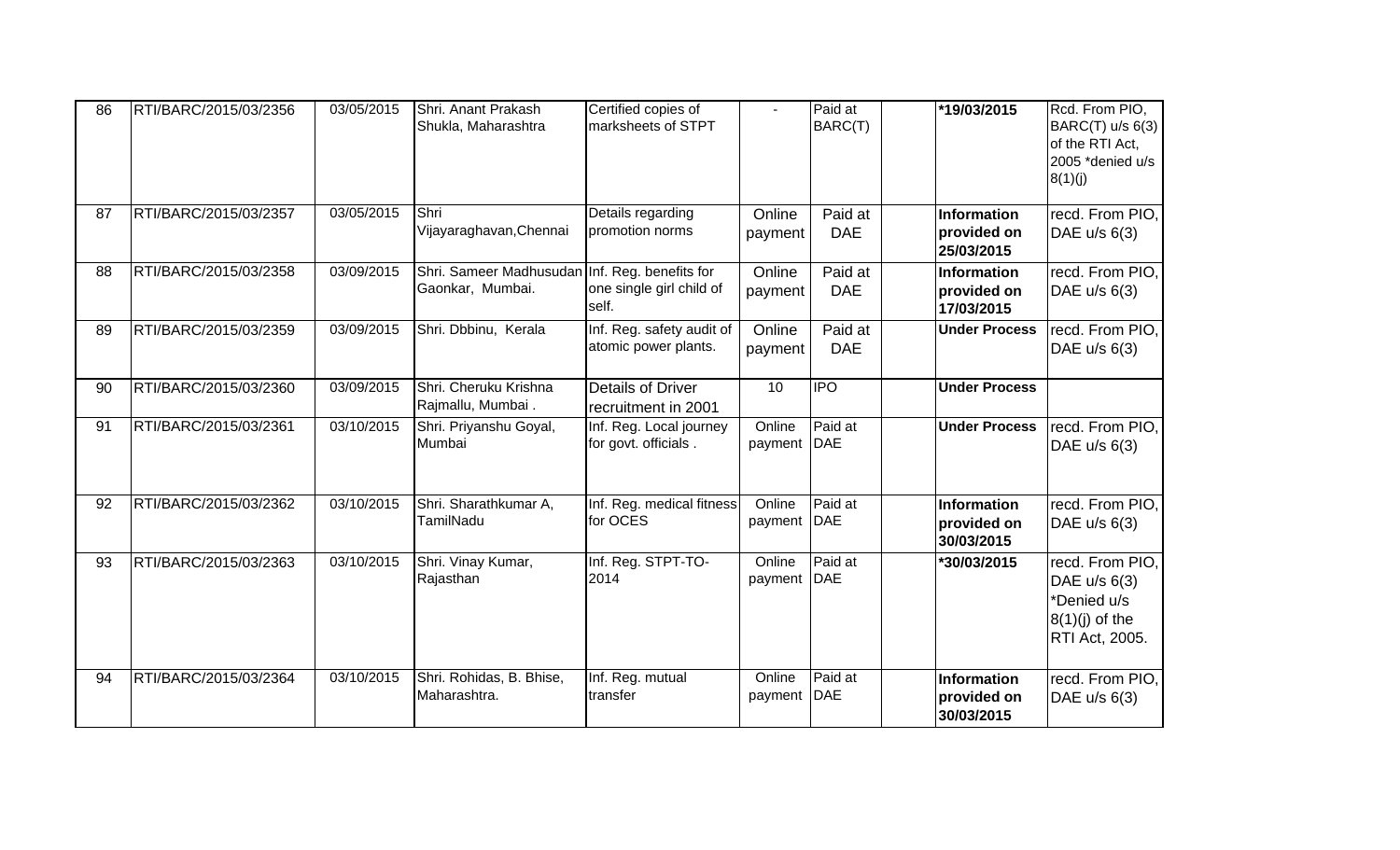| 86 | RTI/BARC/2015/03/2356 | 03/05/2015 | Shri. Anant Prakash Shukla, Maharashtra | Certified copies of marksheets of STPT | - | Paid at BARC(T) | | *19/03/2015 | Rcd. From PIO, BARC(T) u/s 6(3) of the RTI Act, 2005 *denied u/s 8(1)(j) |
|---|---|---|---|---|---|---|---|---|---|
| 87 | RTI/BARC/2015/03/2357 | 03/05/2015 | Shri Vijayaraghavan,Chennai | Details regarding promotion norms | Online payment | Paid at DAE | | **Information provided on 25/03/2015** | recd. From PIO, DAE u/s 6(3) |
| 88 | RTI/BARC/2015/03/2358 | 03/09/2015 | Shri. Sameer Madhusudan Gaonkar, Mumbai. | Inf. Reg. benefits for one single girl child of self. | Online payment | Paid at DAE | | **Information provided on 17/03/2015** | recd. From PIO, DAE u/s 6(3) |
| 89 | RTI/BARC/2015/03/2359 | 03/09/2015 | Shri. Dbbinu, Kerala | Inf. Reg. safety audit of atomic power plants. | Online payment | Paid at DAE | | **Under Process** | recd. From PIO, DAE u/s 6(3) |
| 90 | RTI/BARC/2015/03/2360 | 03/09/2015 | Shri. Cheruku Krishna Rajmallu, Mumbai . | Details of Driver recruitment in 2001 | 10 | IPO | | **Under Process** | |
| 91 | RTI/BARC/2015/03/2361 | 03/10/2015 | Shri. Priyanshu Goyal, Mumbai | Inf. Reg. Local journey for govt. officials . | Online payment | Paid at DAE | | **Under Process** | recd. From PIO, DAE u/s 6(3) |
| 92 | RTI/BARC/2015/03/2362 | 03/10/2015 | Shri. Sharathkumar A, TamilNadu | Inf. Reg. medical fitness for OCES | Online payment | Paid at DAE | | **Information provided on 30/03/2015** | recd. From PIO, DAE u/s 6(3) |
| 93 | RTI/BARC/2015/03/2363 | 03/10/2015 | Shri. Vinay Kumar, Rajasthan | Inf. Reg. STPT-TO-2014 | Online payment | Paid at DAE | | ***30/03/2015** | recd. From PIO, DAE u/s 6(3) *Denied u/s 8(1)(j) of the RTI Act, 2005. |
| 94 | RTI/BARC/2015/03/2364 | 03/10/2015 | Shri. Rohidas, B. Bhise, Maharashtra. | Inf. Reg. mutual transfer | Online payment | Paid at DAE | | **Information provided on 30/03/2015** | recd. From PIO, DAE u/s 6(3) |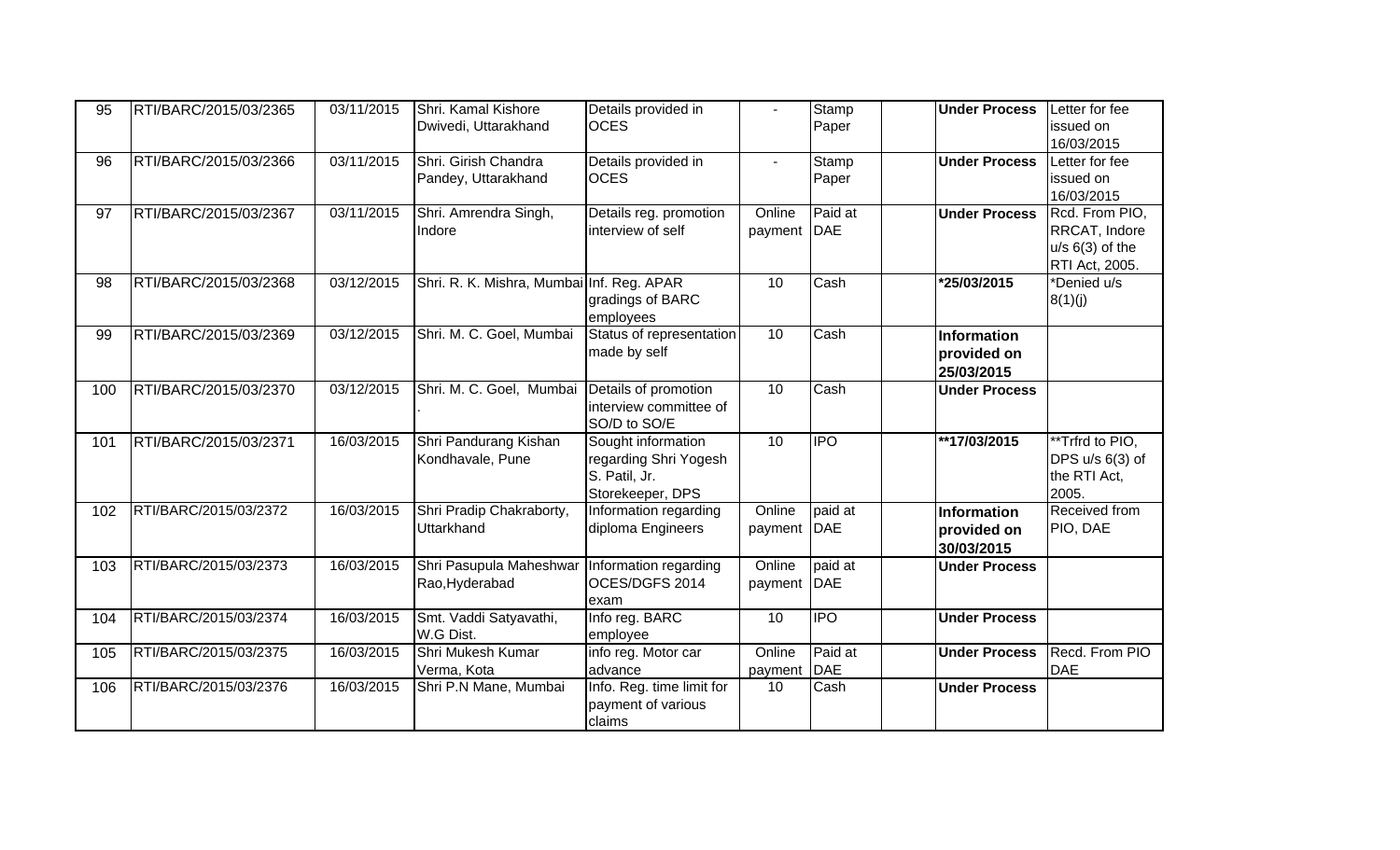| 95 | RTI/BARC/2015/03/2365 | 03/11/2015 | Shri. Kamal Kishore Dwivedi, Uttarakhand | Details provided in OCES | - | Stamp Paper | | **Under Process** | Letter for fee issued on 16/03/2015 |
|---|---|---|---|---|---|---|---|---|---|
| 96 | RTI/BARC/2015/03/2366 | 03/11/2015 | Shri. Girish Chandra Pandey, Uttarakhand | Details provided in OCES | - | Stamp Paper | | **Under Process** | Letter for fee issued on 16/03/2015 |
| 97 | RTI/BARC/2015/03/2367 | 03/11/2015 | Shri. Amrendra Singh, Indore | Details reg. promotion interview of self | Online payment | Paid at DAE | | **Under Process** | Rcd. From PIO, RRCAT, Indore u/s 6(3) of the RTI Act, 2005. |
| 98 | RTI/BARC/2015/03/2368 | 03/12/2015 | Shri. R. K. Mishra, Mumbai | Inf. Reg. APAR gradings of BARC employees | 10 | Cash | | ***25/03/2015** | *Denied u/s 8(1)(j) |
| 99 | RTI/BARC/2015/03/2369 | 03/12/2015 | Shri. M. C. Goel, Mumbai | Status of representation made by self | 10 | Cash | | **Information provided on 25/03/2015** | |
| 100 | RTI/BARC/2015/03/2370 | 03/12/2015 | Shri. M. C. Goel, Mumbai . | Details of promotion interview committee of SO/D to SO/E | 10 | Cash | | **Under Process** | |
| 101 | RTI/BARC/2015/03/2371 | 16/03/2015 | Shri Pandurang Kishan Kondhavale, Pune | Sought information regarding Shri Yogesh S. Patil, Jr. Storekeeper, DPS | 10 | IPO | | ****17/03/2015** | **Trfrd to PIO, DPS u/s 6(3) of the RTI Act, 2005. |
| 102 | RTI/BARC/2015/03/2372 | 16/03/2015 | Shri Pradip Chakraborty, Uttarkhand | Information regarding diploma Engineers | Online payment | paid at DAE | | **Information provided on 30/03/2015** | Received from PIO, DAE |
| 103 | RTI/BARC/2015/03/2373 | 16/03/2015 | Shri Pasupula Maheshwar Rao,Hyderabad | Information regarding OCES/DGFS 2014 exam | Online payment | paid at DAE | | **Under Process** | |
| 104 | RTI/BARC/2015/03/2374 | 16/03/2015 | Smt. Vaddi Satyavathi, W.G Dist. | Info reg. BARC employee | 10 | IPO | | **Under Process** | |
| 105 | RTI/BARC/2015/03/2375 | 16/03/2015 | Shri Mukesh Kumar Verma, Kota | info reg. Motor car advance | Online payment | Paid at DAE | | **Under Process** | Recd. From PIO DAE |
| 106 | RTI/BARC/2015/03/2376 | 16/03/2015 | Shri P.N Mane, Mumbai | Info. Reg. time limit for payment of various claims | 10 | Cash | | **Under Process** | |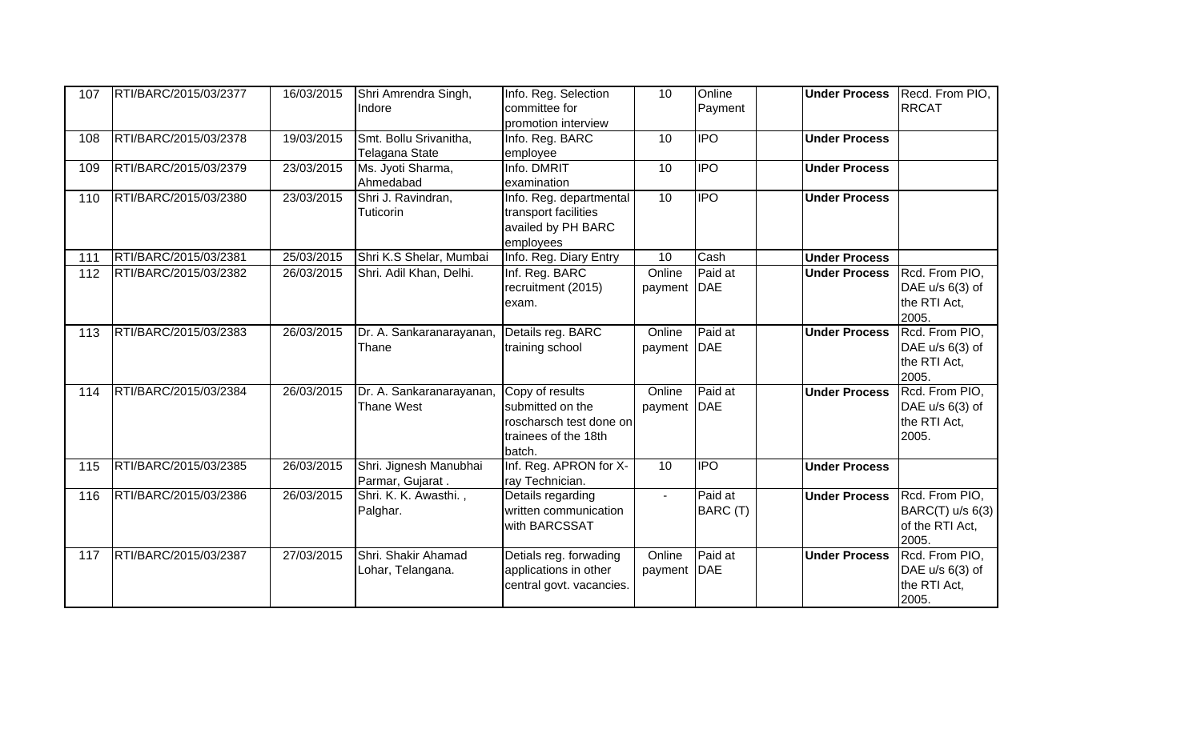| 107 | RTI/BARC/2015/03/2377 | 16/03/2015 | Shri Amrendra Singh, Indore | Info. Reg. Selection committee for promotion interview | 10 | Online Payment | | Under Process | Recd. From PIO, RRCAT |
|---|---|---|---|---|---|---|---|---|---|
| 108 | RTI/BARC/2015/03/2378 | 19/03/2015 | Smt. Bollu Srivanitha, Telagana State | Info. Reg. BARC employee | 10 | IPO | | Under Process | |
| 109 | RTI/BARC/2015/03/2379 | 23/03/2015 | Ms. Jyoti Sharma, Ahmedabad | Info. DMRIT examination | 10 | IPO | | Under Process | |
| 110 | RTI/BARC/2015/03/2380 | 23/03/2015 | Shri J. Ravindran, Tuticorin | Info. Reg. departmental transport facilities availed by PH BARC employees | 10 | IPO | | Under Process | |
| 111 | RTI/BARC/2015/03/2381 | 25/03/2015 | Shri K.S Shelar, Mumbai | Info. Reg. Diary Entry | 10 | Cash | | Under Process | |
| 112 | RTI/BARC/2015/03/2382 | 26/03/2015 | Shri. Adil Khan, Delhi. | Inf. Reg. BARC recruitment (2015) exam. | Online payment | Paid at DAE | | Under Process | Rcd. From PIO, DAE u/s 6(3) of the RTI Act, 2005. |
| 113 | RTI/BARC/2015/03/2383 | 26/03/2015 | Dr. A. Sankaranarayanan, Thane | Details reg. BARC training school | Online payment | Paid at DAE | | Under Process | Rcd. From PIO, DAE u/s 6(3) of the RTI Act, 2005. |
| 114 | RTI/BARC/2015/03/2384 | 26/03/2015 | Dr. A. Sankaranarayanan, Thane West | Copy of results submitted on the roscharsch test done on trainees of the 18th batch. | Online payment | Paid at DAE | | Under Process | Rcd. From PIO, DAE u/s 6(3) of the RTI Act, 2005. |
| 115 | RTI/BARC/2015/03/2385 | 26/03/2015 | Shri. Jignesh Manubhai Parmar, Gujarat . | Inf. Reg. APRON for X-ray Technician. | 10 | IPO | | Under Process | |
| 116 | RTI/BARC/2015/03/2386 | 26/03/2015 | Shri. K. K. Awasthi. , Palghar. | Details regarding written communication with BARCSSAT | - | Paid at BARC (T) | | Under Process | Rcd. From PIO, BARC(T) u/s 6(3) of the RTI Act, 2005. |
| 117 | RTI/BARC/2015/03/2387 | 27/03/2015 | Shri. Shakir Ahamad Lohar, Telangana. | Detials reg. forwading applications in other central govt. vacancies. | Online payment | Paid at DAE | | Under Process | Rcd. From PIO, DAE u/s 6(3) of the RTI Act, 2005. |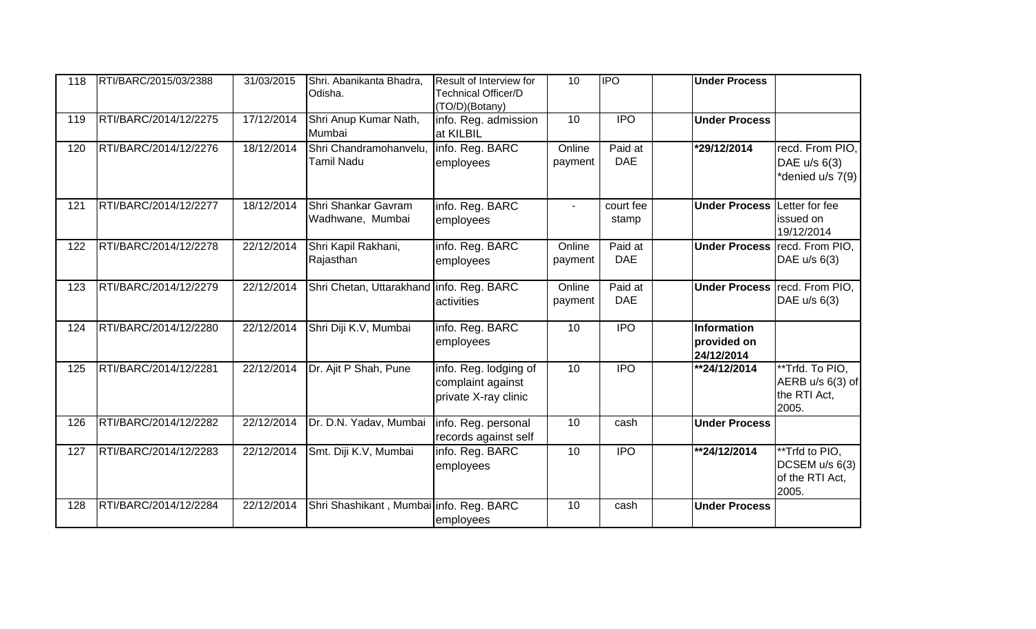| 118 | RTI/BARC/2015/03/2388 | 31/03/2015 | Shri. Abanikanta Bhadra, Odisha. | Result of Interview for Technical Officer/D (TO/D)(Botany) | 10 | IPO | | **Under Process** | |
|---|---|---|---|---|---|---|---|---|---|
| 119 | RTI/BARC/2014/12/2275 | 17/12/2014 | Shri Anup Kumar Nath, Mumbai | info. Reg. admission at KILBIL | 10 | IPO | | **Under Process** | |
| 120 | RTI/BARC/2014/12/2276 | 18/12/2014 | Shri Chandramohanvelu, Tamil Nadu | info. Reg. BARC employees | Online payment | Paid at DAE | | ***29/12/2014** | recd. From PIO, DAE u/s 6(3) *denied u/s 7(9) |
| 121 | RTI/BARC/2014/12/2277 | 18/12/2014 | Shri Shankar Gavram Wadhwane, Mumbai | info. Reg. BARC employees | - | court fee stamp | | **Under Process** | Letter for fee issued on 19/12/2014 |
| 122 | RTI/BARC/2014/12/2278 | 22/12/2014 | Shri Kapil Rakhani, Rajasthan | info. Reg. BARC employees | Online payment | Paid at DAE | | **Under Process** | recd. From PIO, DAE u/s 6(3) |
| 123 | RTI/BARC/2014/12/2279 | 22/12/2014 | Shri Chetan, Uttarakhand | info. Reg. BARC activities | Online payment | Paid at DAE | | **Under Process** | recd. From PIO, DAE u/s 6(3) |
| 124 | RTI/BARC/2014/12/2280 | 22/12/2014 | Shri Diji K.V, Mumbai | info. Reg. BARC employees | 10 | IPO | | **Information provided on 24/12/2014** | |
| 125 | RTI/BARC/2014/12/2281 | 22/12/2014 | Dr. Ajit P Shah, Pune | info. Reg. lodging of complaint against private X-ray clinic | 10 | IPO | | ****24/12/2014** | **Trfd. To PIO, AERB u/s 6(3) of the RTI Act, 2005. |
| 126 | RTI/BARC/2014/12/2282 | 22/12/2014 | Dr. D.N. Yadav, Mumbai | info. Reg. personal records against self | 10 | cash | | **Under Process** | |
| 127 | RTI/BARC/2014/12/2283 | 22/12/2014 | Smt. Diji K.V, Mumbai | info. Reg. BARC employees | 10 | IPO | | ****24/12/2014** | **Trfd to PIO, DCSEM u/s 6(3) of the RTI Act, 2005. |
| 128 | RTI/BARC/2014/12/2284 | 22/12/2014 | Shri Shashikant , Mumbai | info. Reg. BARC employees | 10 | cash | | **Under Process** | |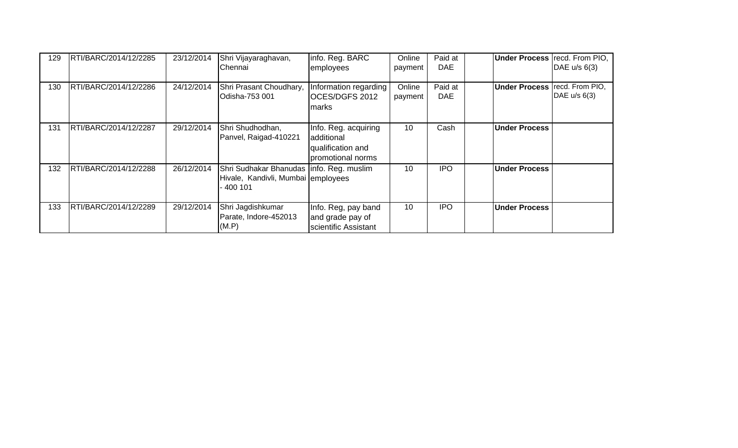| 129 | RTI/BARC/2014/12/2285 | 23/12/2014 | Shri Vijayaraghavan, Chennai | info. Reg. BARC employees | Online payment | Paid at DAE | | **Under Process** | recd. From PIO, DAE u/s 6(3) |
|---|---|---|---|---|---|---|---|---|---|
| 130 | RTI/BARC/2014/12/2286 | 24/12/2014 | Shri Prasant Choudhary, Odisha-753 001 | Information regarding OCES/DGFS 2012 marks | Online payment | Paid at DAE | | **Under Process** | recd. From PIO, DAE u/s 6(3) |
| 131 | RTI/BARC/2014/12/2287 | 29/12/2014 | Shri Shudhodhan, Panvel, Raigad-410221 | Info. Reg. acquiring additional qualification and promotional norms | 10 | Cash | | **Under Process** | |
| 132 | RTI/BARC/2014/12/2288 | 26/12/2014 | Shri Sudhakar Bhanudas Hivale, Kandivli, Mumbai - 400 101 | info. Reg. muslim employees | 10 | IPO | | **Under Process** | |
| 133 | RTI/BARC/2014/12/2289 | 29/12/2014 | Shri Jagdishkumar Parate, Indore-452013 (M.P) | Info. Reg, pay band and grade pay of scientific Assistant | 10 | IPO | | **Under Process** | |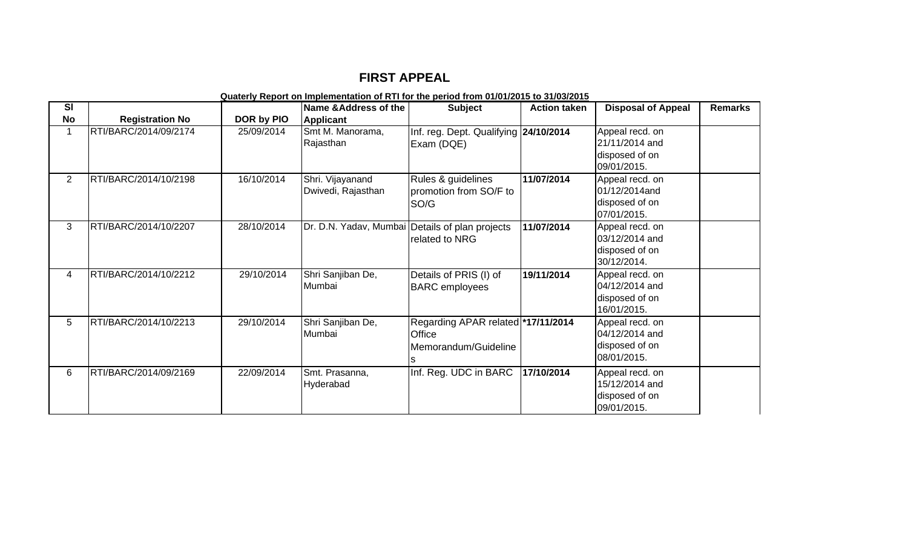# FIRST APPEAL

**Quaterly Report on Implementation of RTI for the period from 01/01/2015 to 31/03/2015**

| Sl No | Registration No | DOR by PIO | Name &Address of the Applicant | Subject | Action taken | Disposal of Appeal | Remarks |
|---|---|---|---|---|---|---|---|
| 1 | RTI/BARC/2014/09/2174 | 25/09/2014 | Smt M. Manorama, Rajasthan | Inf. reg. Dept. Qualifying Exam (DQE) | **24/10/2014** | Appeal recd. on 21/11/2014 and disposed of on 09/01/2015. | |
| 2 | RTI/BARC/2014/10/2198 | 16/10/2014 | Shri. Vijayanand Dwivedi, Rajasthan | Rules & guidelines promotion from SO/F to SO/G | **11/07/2014** | Appeal recd. on 01/12/2014and disposed of on 07/01/2015. | |
| 3 | RTI/BARC/2014/10/2207 | 28/10/2014 | Dr. D.N. Yadav, Mumbai | Details of plan projects related to NRG | **11/07/2014** | Appeal recd. on 03/12/2014 and disposed of on 30/12/2014. | |
| 4 | RTI/BARC/2014/10/2212 | 29/10/2014 | Shri Sanjiban De, Mumbai | Details of PRIS (I) of BARC employees | **19/11/2014** | Appeal recd. on 04/12/2014 and disposed of on 16/01/2015. | |
| 5 | RTI/BARC/2014/10/2213 | 29/10/2014 | Shri Sanjiban De, Mumbai | Regarding APAR related Office Memorandum/Guidelines | **\*17/11/2014** | Appeal recd. on 04/12/2014 and disposed of on 08/01/2015. | |
| 6 | RTI/BARC/2014/09/2169 | 22/09/2014 | Smt. Prasanna, Hyderabad | Inf. Reg. UDC in BARC | **17/10/2014** | Appeal recd. on 15/12/2014 and disposed of on 09/01/2015. | |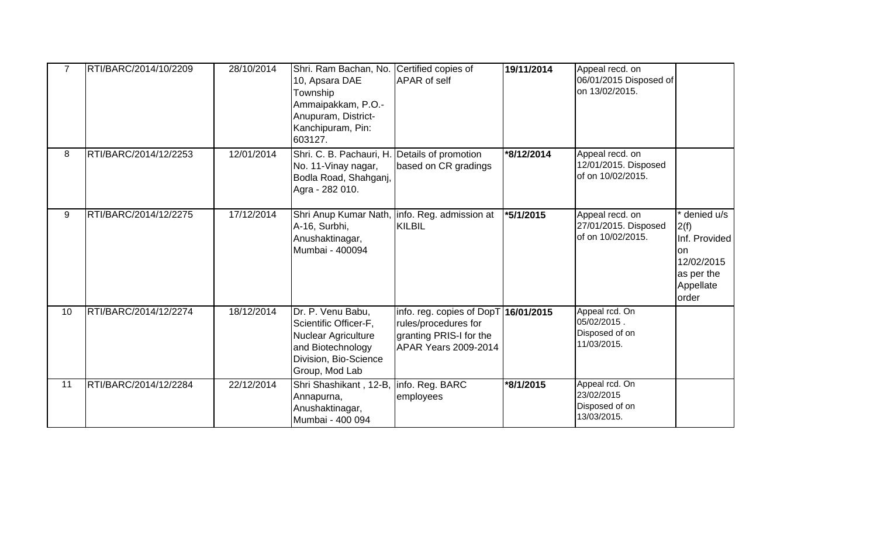| 7 | RTI/BARC/2014/10/2209 | 28/10/2014 | Shri. Ram Bachan, No. 10, Apsara DAE Township Ammaipakkam, P.O.- Anupuram, District- Kanchipuram, Pin: 603127. | Certified copies of APAR of self | **19/11/2014** | Appeal recd. on 06/01/2015 Disposed of on 13/02/2015. | |
|---|---|---|---|---|---|---|---|
| 8 | RTI/BARC/2014/12/2253 | 12/01/2014 | Shri. C. B. Pachauri, H. No. 11-Vinay nagar, Bodla Road, Shahganj, Agra - 282 010. | Details of promotion based on CR gradings | ***8/12/2014** | Appeal recd. on 12/01/2015. Disposed of on 10/02/2015. | |
| 9 | RTI/BARC/2014/12/2275 | 17/12/2014 | Shri Anup Kumar Nath, A-16, Surbhi, Anushaktinagar, Mumbai - 400094 | info. Reg. admission at KILBIL | ***5/1/2015** | Appeal recd. on 27/01/2015. Disposed of on 10/02/2015. | * denied u/s 2(f) Inf. Provided on 12/02/2015 as per the Appellate order |
| 10 | RTI/BARC/2014/12/2274 | 18/12/2014 | Dr. P. Venu Babu, Scientific Officer-F, Nuclear Agriculture and Biotechnology Division, Bio-Science Group, Mod Lab | info. reg. copies of DopT rules/procedures for granting PRIS-I for the APAR Years 2009-2014 | **16/01/2015** | Appeal rcd. On 05/02/2015 . Disposed of on 11/03/2015. | |
| 11 | RTI/BARC/2014/12/2284 | 22/12/2014 | Shri Shashikant , 12-B, Annapurna, Anushaktinagar, Mumbai - 400 094 | info. Reg. BARC employees | ***8/1/2015** | Appeal rcd. On 23/02/2015 Disposed of on 13/03/2015. | |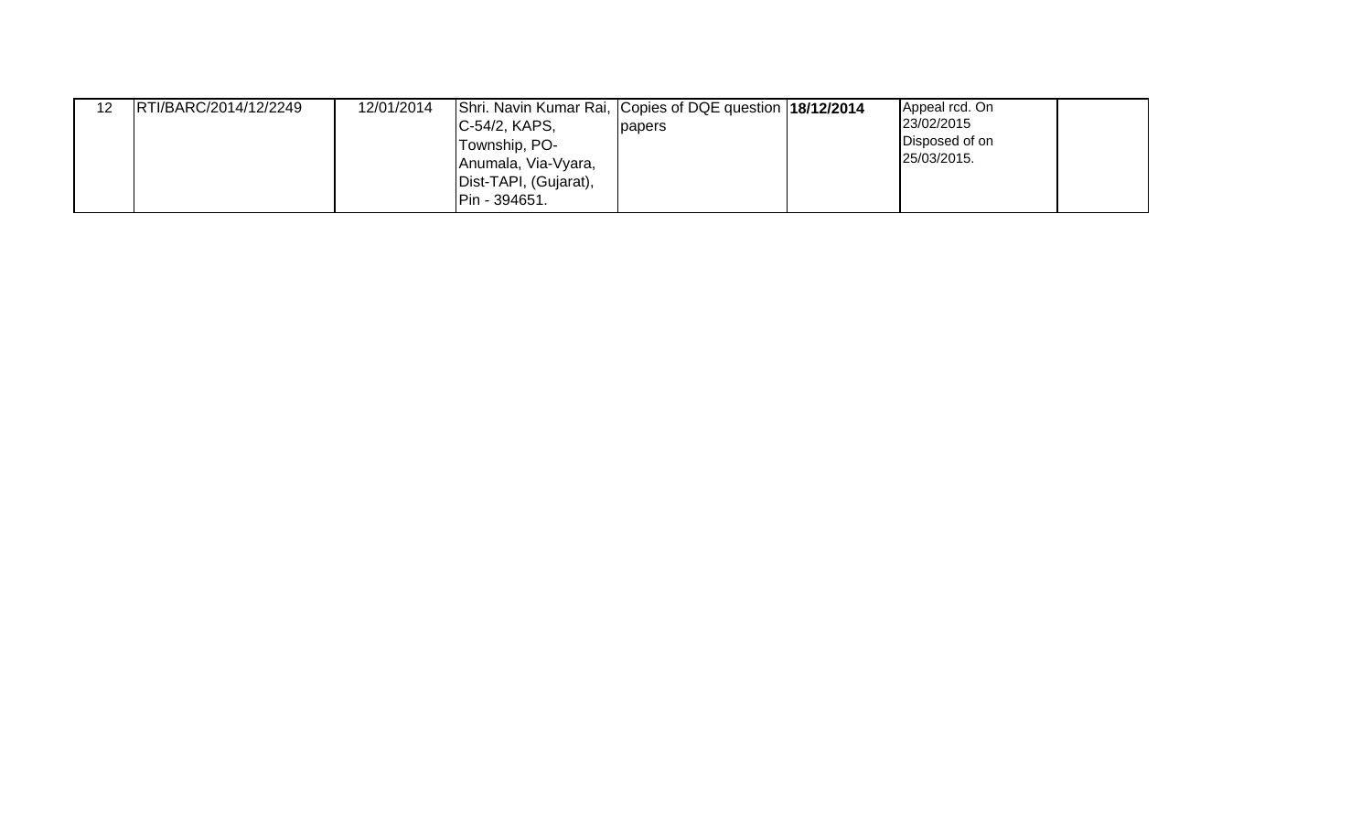| | | | | | | | |
|---|---|---|---|---|---|---|---|
| 12 | RTI/BARC/2014/12/2249 | 12/01/2014 | Shri. Navin Kumar Rai, C-54/2, KAPS, Township, PO-Anumala, Via-Vyara, Dist-TAPI, (Gujarat), Pin - 394651. | Copies of DQE question papers | **18/12/2014** | Appeal rcd. On 23/02/2015 Disposed of on 25/03/2015. | |